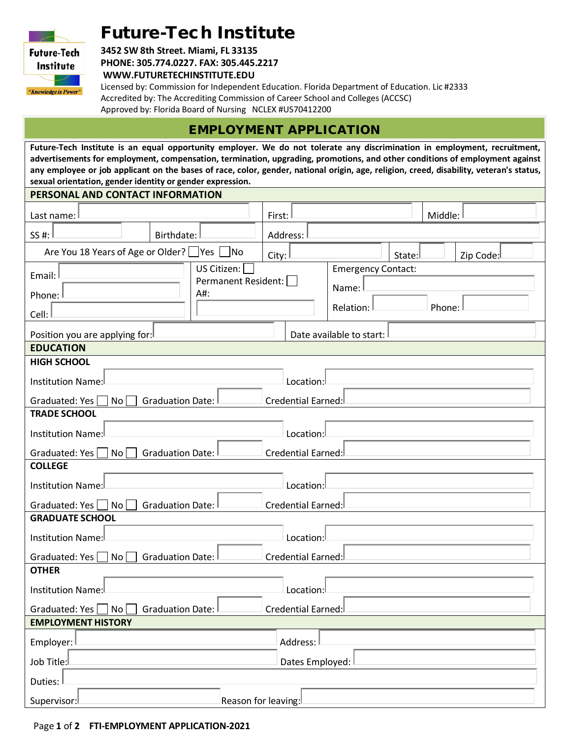# Future-Tech Institute

**3452 SW 8th Street. Miami, FL 33135**
**PHONE: 305.774.0227. FAX: 305.445.2217**
**WWW.FUTURETECHINSTITUTE.EDU**

Licensed by: Commission for Independent Education. Florida Department of Education. Lic #2333
Accredited by: The Accrediting Commission of Career School and Colleges (ACCSC)
Approved by: Florida Board of Nursing NCLEX #US70412200

## EMPLOYMENT APPLICATION

**Future-Tech Institute is an equal opportunity employer. We do not tolerate any discrimination in employment, recruitment, advertisements for employment, compensation, termination, upgrading, promotions, and other conditions of employment against any employee or job applicant on the bases of race, color, gender, national origin, age, religion, creed, disability, veteran's status, sexual orientation, gender identity or gender expression.**

### PERSONAL AND CONTACT INFORMATION

Last name: ______ First: ______ Middle: ______

SS #: ______ Birthdate: ______ Address: ______

Are You 18 Years of Age or Older? ☐ Yes ☐ No City: ______ State: ______ Zip Code: ______

Email: ______ US Citizen: ☐ Emergency Contact:

Phone: ______ Permanent Resident: ☐ Name: ______

Cell: ______ A#: ______ Relation: ______ Phone: ______

Position you are applying for: ______ Date available to start: ______

### EDUCATION

**HIGH SCHOOL**

Institution Name: ______ Location: ______

Graduated: Yes ☐ No ☐ Graduation Date: ______ Credential Earned: ______

**TRADE SCHOOL**

Institution Name: ______ Location: ______

Graduated: Yes ☐ No ☐ Graduation Date: ______ Credential Earned: ______

**COLLEGE**

Institution Name: ______ Location: ______

Graduated: Yes ☐ No ☐ Graduation Date: ______ Credential Earned: ______

**GRADUATE SCHOOL**

Institution Name: ______ Location: ______

Graduated: Yes ☐ No ☐ Graduation Date: ______ Credential Earned: ______

**OTHER**

Institution Name: ______ Location: ______

Graduated: Yes ☐ No ☐ Graduation Date: ______ Credential Earned: ______

### EMPLOYMENT HISTORY

Employer: ______ Address: ______

Job Title: ______ Dates Employed: ______

Duties: ______

Supervisor: ______ Reason for leaving: ______

FTI-EMPLOYMENT APPLICATION-2021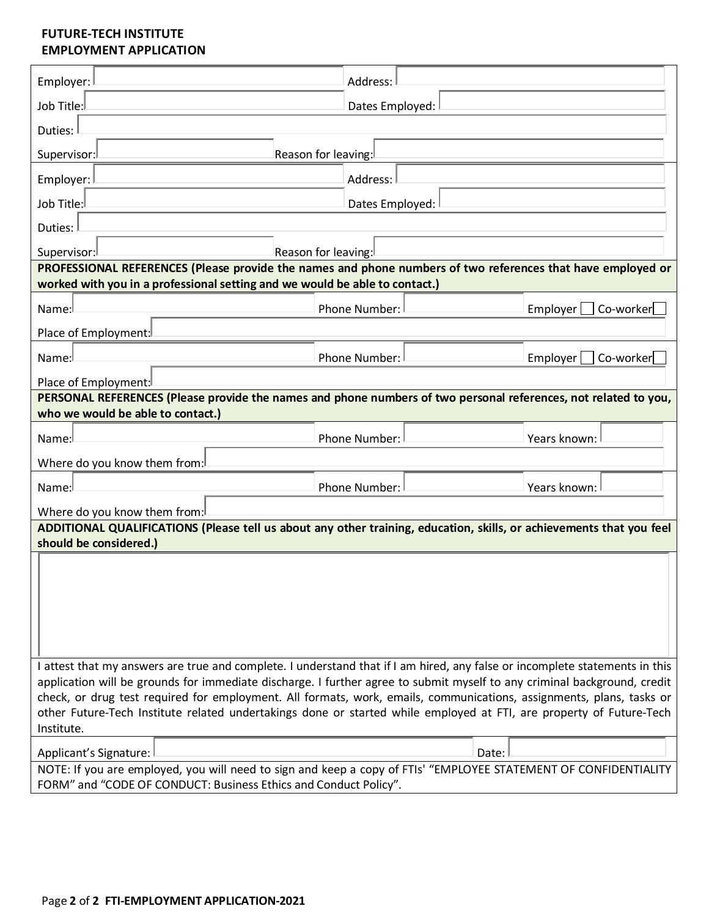**FUTURE-TECH INSTITUTE**
**EMPLOYMENT APPLICATION**

Employer: ______ Address: ______

Job Title: ______ Dates Employed: ______

Duties: ______

Supervisor: ______ Reason for leaving: ______

Employer: ______ Address: ______

Job Title: ______ Dates Employed: ______

Duties: ______

Supervisor: ______ Reason for leaving: ______

**PROFESSIONAL REFERENCES (Please provide the names and phone numbers of two references that have employed or worked with you in a professional setting and we would be able to contact.)**

Name: ______ Phone Number: ______ Employer ☐ Co-worker ☐

Place of Employment: ______

Name: ______ Phone Number: ______ Employer ☐ Co-worker ☐

Place of Employment: ______

**PERSONAL REFERENCES (Please provide the names and phone numbers of two personal references, not related to you, who we would be able to contact.)**

Name: ______ Phone Number: ______ Years known: ______

Where do you know them from: ______

Name: ______ Phone Number: ______ Years known: ______

Where do you know them from: ______

**ADDITIONAL QUALIFICATIONS (Please tell us about any other training, education, skills, or achievements that you feel should be considered.)**

______

I attest that my answers are true and complete. I understand that if I am hired, any false or incomplete statements in this application will be grounds for immediate discharge. I further agree to submit myself to any criminal background, credit check, or drug test required for employment. All formats, work, emails, communications, assignments, plans, tasks or other Future-Tech Institute related undertakings done or started while employed at FTI, are property of Future-Tech Institute.

Applicant's Signature: ______ Date: ______

NOTE: If you are employed, you will need to sign and keep a copy of FTIs' "EMPLOYEE STATEMENT OF CONFIDENTIALITY FORM" and "CODE OF CONDUCT: Business Ethics and Conduct Policy".

FTI-EMPLOYMENT APPLICATION-2021